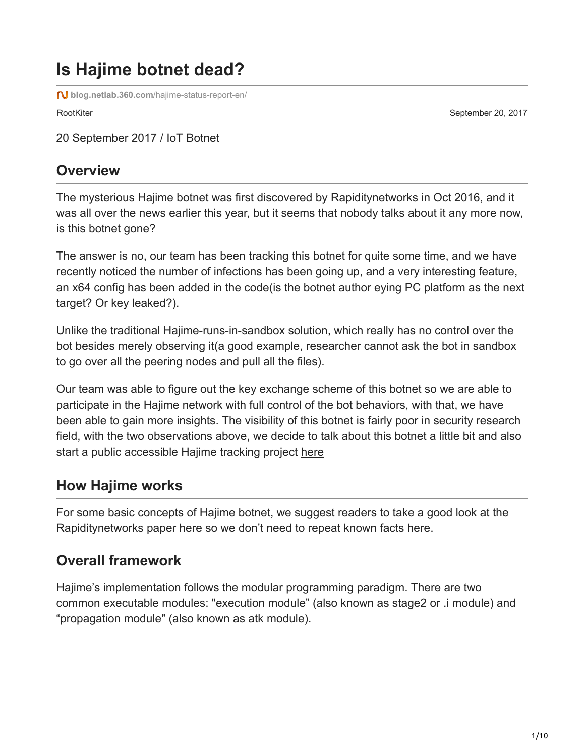# Is Hajime botnet dead?

blog.netlab.360.com/hajime-status-report-en/

RootKiter

September 20, 2017

20 September 2017 / IoT Botnet

## Overview

The mysterious Hajime botnet was first discovered by Rapiditynetworks in Oct 2016, and it was all over the news earlier this year, but it seems that nobody talks about it any more now, is this botnet gone?

The answer is no, our team has been tracking this botnet for quite some time, and we have recently noticed the number of infections has been going up, and a very interesting feature, an x64 config has been added in the code(is the botnet author eying PC platform as the next target? Or key leaked?).

Unlike the traditional Hajime-runs-in-sandbox solution, which really has no control over the bot besides merely observing it(a good example, researcher cannot ask the bot in sandbox to go over all the peering nodes and pull all the files).

Our team was able to figure out the key exchange scheme of this botnet so we are able to participate in the Hajime network with full control of the bot behaviors, with that, we have been able to gain more insights. The visibility of this botnet is fairly poor in security research field, with the two observations above, we decide to talk about this botnet a little bit and also start a public accessible Hajime tracking project here

## How Hajime works

For some basic concepts of Hajime botnet, we suggest readers to take a good look at the Rapiditynetworks paper here so we don't need to repeat known facts here.

## Overall framework

Hajime's implementation follows the modular programming paradigm. There are two common executable modules: "execution module" (also known as stage2 or .i module) and "propagation module" (also known as atk module).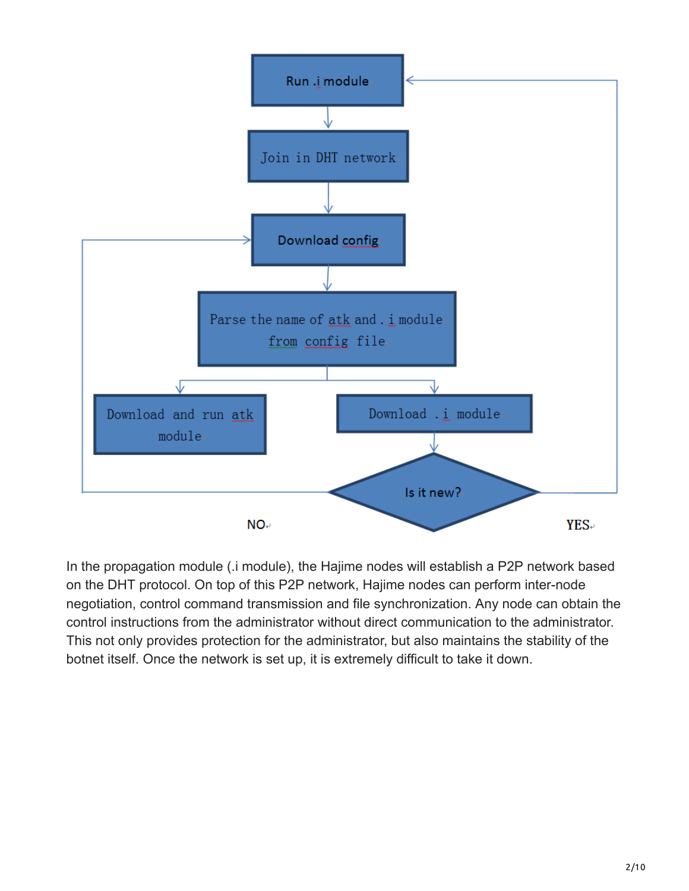In the propagation module (.i module), the Hajime nodes will establish a P2P network based on the DHT protocol. On top of this P2P network, Hajime nodes can perform inter-node negotiation, control command transmission and file synchronization. Any node can obtain the control instructions from the administrator without direct communication to the administrator. This not only provides protection for the administrator, but also maintains the stability of the botnet itself. Once the network is set up, it is extremely difficult to take it down.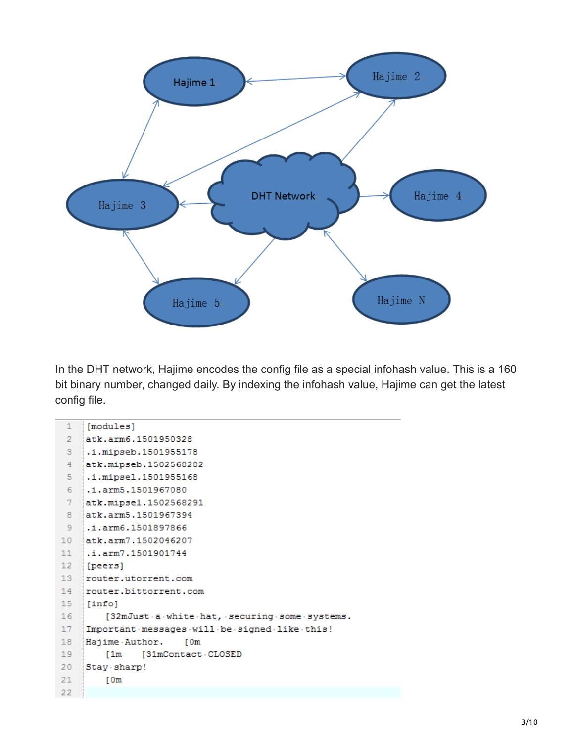In the DHT network, Hajime encodes the config file as a special infohash value. This is a 160 bit binary number, changed daily. By indexing the infohash value, Hajime can get the latest config file.

```
[modules]
atk.arm6.1501950328
.i.mipseb.1501955178
atk.mipseb.1502568282
.i.mipsel.1501955168
.i.arm5.1501967080
atk.mipsel.1502568291
atk.arm5.1501967394
.i.arm6.1501897866
atk.arm7.1502046207
.i.arm7.1501901744
[peers]
router.utorrent.com
router.bittorrent.com
[info]
    [32mJust a white hat, securing some systems.
Important messages will be signed like this!
Hajime Author.    [0m
    [1m    [31mContact CLOSED
Stay sharp!
    [0m

```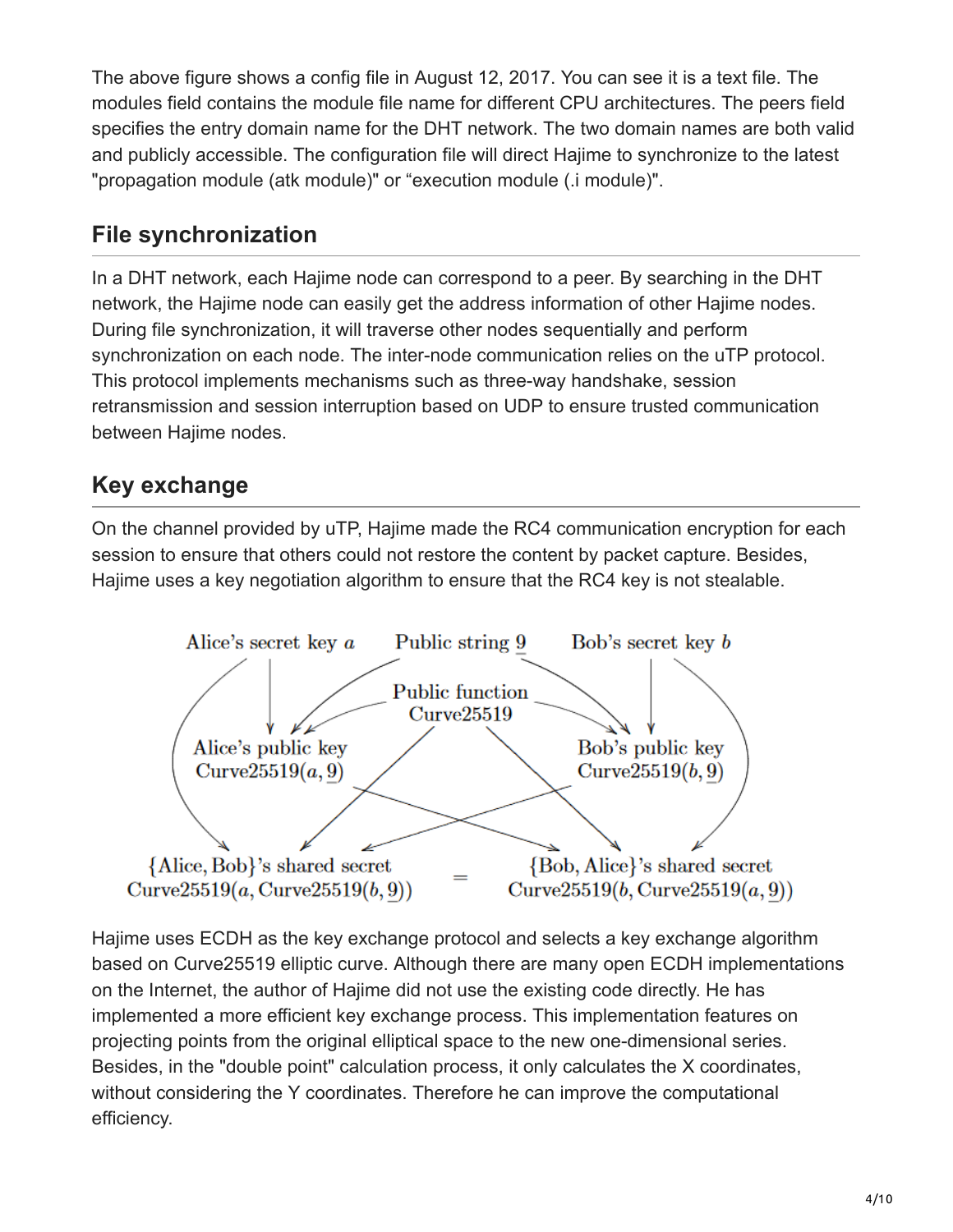The above figure shows a config file in August 12, 2017. You can see it is a text file. The modules field contains the module file name for different CPU architectures. The peers field specifies the entry domain name for the DHT network. The two domain names are both valid and publicly accessible. The configuration file will direct Hajime to synchronize to the latest "propagation module (atk module)" or "execution module (.i module)".

## File synchronization

In a DHT network, each Hajime node can correspond to a peer. By searching in the DHT network, the Hajime node can easily get the address information of other Hajime nodes. During file synchronization, it will traverse other nodes sequentially and perform synchronization on each node. The inter-node communication relies on the uTP protocol. This protocol implements mechanisms such as three-way handshake, session retransmission and session interruption based on UDP to ensure trusted communication between Hajime nodes.

## Key exchange

On the channel provided by uTP, Hajime made the RC4 communication encryption for each session to ensure that others could not restore the content by packet capture. Besides, Hajime uses a key negotiation algorithm to ensure that the RC4 key is not stealable.

Hajime uses ECDH as the key exchange protocol and selects a key exchange algorithm based on Curve25519 elliptic curve. Although there are many open ECDH implementations on the Internet, the author of Hajime did not use the existing code directly. He has implemented a more efficient key exchange process. This implementation features on projecting points from the original elliptical space to the new one-dimensional series. Besides, in the "double point" calculation process, it only calculates the X coordinates, without considering the Y coordinates. Therefore he can improve the computational efficiency.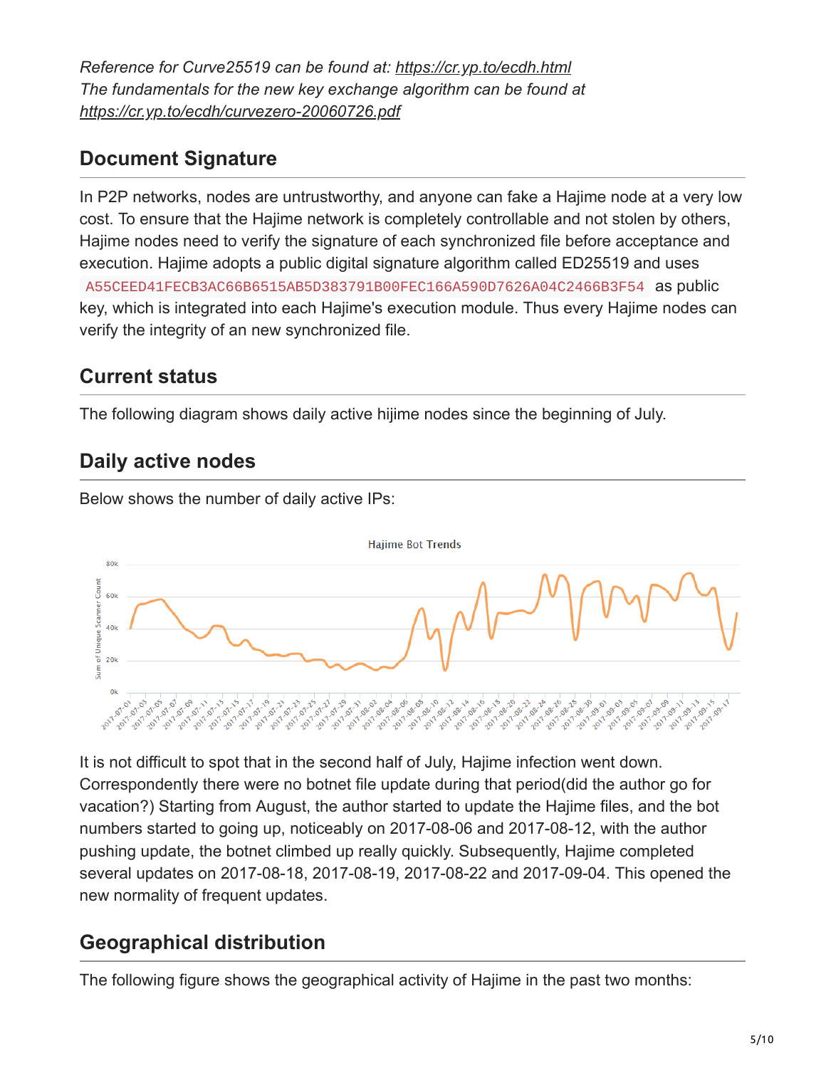*Reference for Curve25519 can be found at: https://cr.yp.to/ecdh.html*
*The fundamentals for the new key exchange algorithm can be found at https://cr.yp.to/ecdh/curvezero-20060726.pdf*

## Document Signature

In P2P networks, nodes are untrustworthy, and anyone can fake a Hajime node at a very low cost. To ensure that the Hajime network is completely controllable and not stolen by others, Hajime nodes need to verify the signature of each synchronized file before acceptance and execution. Hajime adopts a public digital signature algorithm called ED25519 and uses `A55CEED41FECB3AC66B6515AB5D383791B00FEC166A590D7626A04C2466B3F54` as public key, which is integrated into each Hajime's execution module. Thus every Hajime nodes can verify the integrity of an new synchronized file.

## Current status

The following diagram shows daily active hijime nodes since the beginning of July.

## Daily active nodes

Below shows the number of daily active IPs:

It is not difficult to spot that in the second half of July, Hajime infection went down. Correspondently there were no botnet file update during that period(did the author go for vacation?) Starting from August, the author started to update the Hajime files, and the bot numbers started to going up, noticeably on 2017-08-06 and 2017-08-12, with the author pushing update, the botnet climbed up really quickly. Subsequently, Hajime completed several updates on 2017-08-18, 2017-08-19, 2017-08-22 and 2017-09-04. This opened the new normality of frequent updates.

## Geographical distribution

The following figure shows the geographical activity of Hajime in the past two months: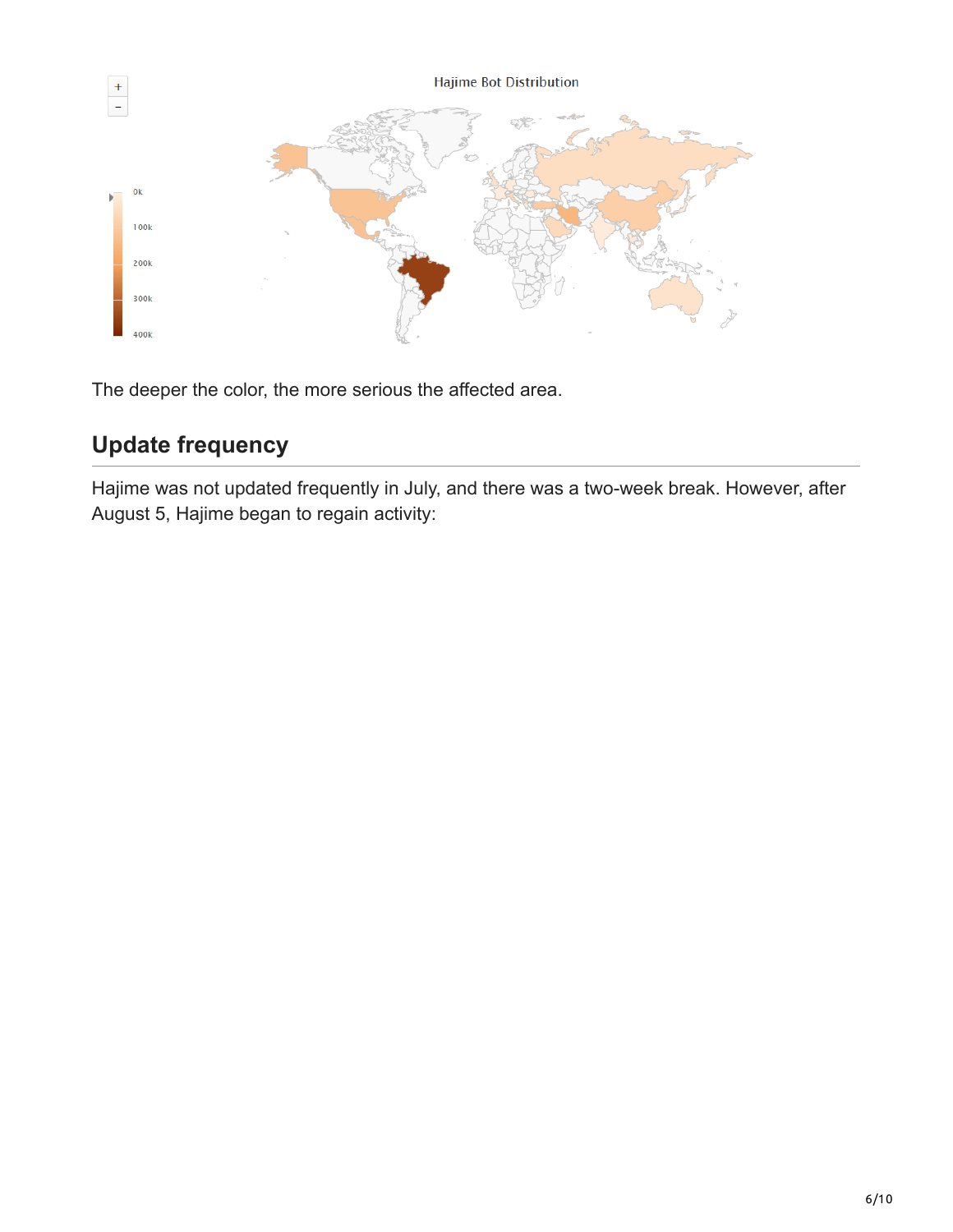The deeper the color, the more serious the affected area.

## Update frequency

Hajime was not updated frequently in July, and there was a two-week break. However, after August 5, Hajime began to regain activity: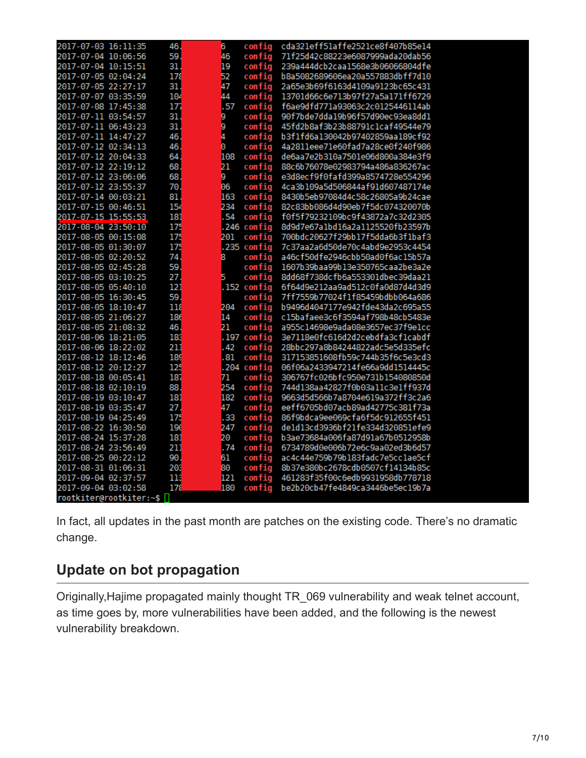```
2017-07-03 16:11:35  46.   6    config  cda321eff51affe2521ce8f407b85e14
2017-07-04 10:06:56  59.   46   config  71f25d42c88223e6087999ada20dab56
2017-07-04 10:15:51  31.   19   config  239a444dcb2caa1568e3b06066804dfe
2017-07-05 02:04:24  178   52   config  b8a5082689606ea20a557883dbff7d10
2017-07-05 22:27:17  31.   47   config  2a65e3b69f6163d4109a9123bc65c431
2017-07-07 03:35:59  104   44   config  13701d66c6e713b97f27a5a171ff6729
2017-07-08 17:45:38  177   .57  config  f6ae9dfd771a93063c2c0125446114ab
2017-07-11 03:54:57  31.   9    config  90f7bde7dda19b96f57d90ec93ea8dd1
2017-07-11 06:43:23  31.   9    config  45fd2b8af3b23b88791c1caf49544e79
2017-07-11 14:47:27  46.   4    config  b3f1fd6a130042b97402859aa189cf92
2017-07-12 02:34:13  46.   0    config  4a2811eee71e60fad7a28ce0f240f986
2017-07-12 20:04:33  64.   108  config  de6aa7e2b310a7501e06d800a384e3f9
2017-07-12 22:19:12  68.   21   config  88c6b76078e02983794a486a836267ac
2017-07-12 23:06:06  68.   9    config  e3d8ecf9f0fafd399a8574728e554296
2017-07-12 23:55:37  70.   06   config  4ca3b109a5d506844af91d607487174e
2017-07-14 00:03:21  81.   163  config  8430b5eb97084d4c58c26805a9b24cae
2017-07-15 00:46:51  154   234  config  82c83bb086d4d90eb7f5dc074320070b
2017-07-15 15:55:53  181   .54  config  f0f5f79232109bc9f43872a7c32d2305
2017-08-04 23:50:10  175   .246 config  8d9d7e67a1bd16a2a1125520fb23597b
2017-08-05 00:15:08  175   201  config  700bdc20627f29bb17f5dda6b3f1baf3
2017-08-05 01:30:07  175   .235 config  7c37aa2a6d50de70c4abd9e2953c4454
2017-08-05 02:20:52  74.   8    config  a46cf50dfe2946cbb50ad0f6ac15b57a
2017-08-05 02:45:28  59.        config  1607b39baa99b13e350765caa2be3a2e
2017-08-05 03:10:25  27.   5    config  8dd68f738dcfb6a553301dbec39daa21
2017-08-05 05:40:10  121   .152 config  6f64d9e212aa9ad512c0fa0d87d4d3d9
2017-08-05 16:30:45  59.        config  7ff7559b77024f1f85459bdbb064a686
2017-08-05 18:10:47  118   204  config  b9496d4047177e942fde43da2c695a55
2017-08-05 21:06:27  186   14   config  c15bafaee3c6f3594af798b48cb5483e
2017-08-05 21:08:32  46.   21   config  a955c14698e9ada08e3657ec37f9e1cc
2017-08-06 18:21:05  183   .197 config  3e7118e0fc616d2d2cebdfa3cf1cabdf
2017-08-06 18:22:02  211   .42  config  28bbc297a8b84244822adc5e5d335efc
2017-08-12 18:12:46  189   .81  config  317153851608fb59c744b35f6c5e3cd3
2017-08-12 20:12:27  125   .204 config  06f06a2433947214fe66a9dd1514445c
2017-08-18 00:05:41  187   71   config  306767fc026bfc950e731b154080850d
2017-08-18 02:10:19  88.   254  config  744d138aa42827f0b03a11c3e1ff937d
2017-08-19 03:10:47  181   182  config  9663d5d566b7a8704e619a372ff3c2a6
2017-08-19 03:35:47  27.   47   config  eeff6705bd07acb89ad42775c381f73a
2017-08-19 04:25:49  175   .33  config  86f9bdca9ee069cfa6f5dc912655f451
2017-08-22 16:30:50  190   247  config  de1d13cd3936bf21fe334d320851efe9
2017-08-24 15:37:28  181   20   config  b3ae73684a006fa87d91a67b0512958b
2017-08-24 23:56:49  211   .74  config  6734789d0e006b72e6c9aa02ed3b6d57
2017-08-25 00:22:12  90.   61   config  ac4c44e759b79b183fadc7e5cc1ae5cf
2017-08-31 01:06:31  203   80   config  8b37e380bc2678cdb0507cf14134b85c
2017-09-04 02:37:57  113   121  config  461283f35f00c6edb9931958db778718
2017-09-04 03:02:58  178   180  config  be2b20cb47fe4849ca3446be5ec19b7a
rootkiter@rootkiter:~$
```

In fact, all updates in the past month are patches on the existing code. There's no dramatic change.

## Update on bot propagation

Originally,Hajime propagated mainly thought TR_069 vulnerability and weak telnet account, as time goes by, more vulnerabilities have been added, and the following is the newest vulnerability breakdown.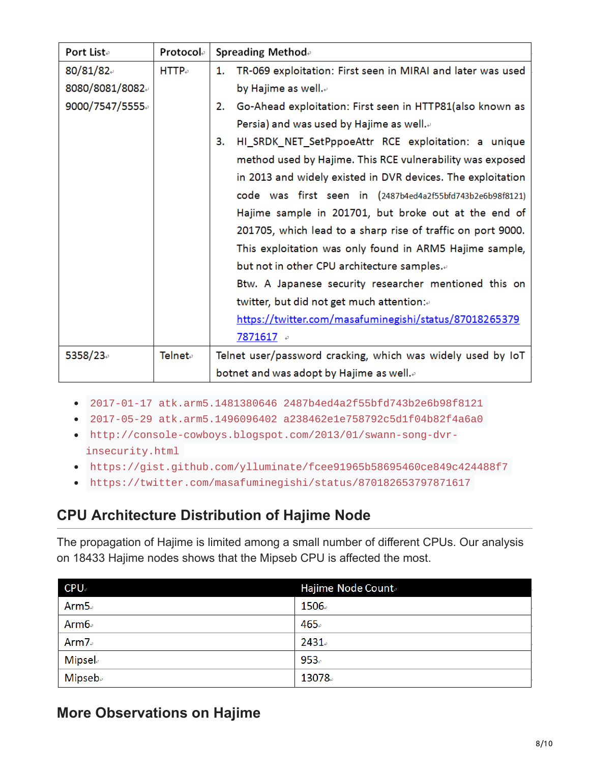| Port List | Protocol | Spreading Method |
|---|---|---|
| 80/81/82<br>8080/8081/8082<br>9000/7547/5555 | HTTP | 1. TR-069 exploitation: First seen in MIRAI and later was used by Hajime as well.<br>2. Go-Ahead exploitation: First seen in HTTP81(also known as Persia) and was used by Hajime as well.<br>3. HI_SRDK_NET_SetPppoeAttr RCE exploitation: a unique method used by Hajime. This RCE vulnerability was exposed in 2013 and widely existed in DVR devices. The exploitation code was first seen in (2487b4ed4a2f55bfd743b2e6b98f8121) Hajime sample in 201701, but broke out at the end of 201705, which lead to a sharp rise of traffic on port 9000. This exploitation was only found in ARM5 Hajime sample, but not in other CPU architecture samples.<br>Btw. A Japanese security researcher mentioned this on twitter, but did not get much attention:<br>https://twitter.com/masafuminegishi/status/870182653797871617 |
| 5358/23 | Telnet | Telnet user/password cracking, which was widely used by IoT botnet and was adopt by Hajime as well. |

- `2017-01-17 atk.arm5.1481380646 2487b4ed4a2f55bfd743b2e6b98f8121`
- `2017-05-29 atk.arm5.1496096402 a238462e1e758792c5d1f04b82f4a6a0`
- `http://console-cowboys.blogspot.com/2013/01/swann-song-dvr-insecurity.html`
- `https://gist.github.com/ylluminate/fcee91965b58695460ce849c424488f7`
- `https://twitter.com/masafuminegishi/status/870182653797871617`

## CPU Architecture Distribution of Hajime Node

The propagation of Hajime is limited among a small number of different CPUs. Our analysis on 18433 Hajime nodes shows that the Mipseb CPU is affected the most.

| CPU | Hajime Node Count |
|---|---|
| Arm5 | 1506 |
| Arm6 | 465 |
| Arm7 | 2431 |
| Mipsel | 953 |
| Mipseb | 13078 |

## More Observations on Hajime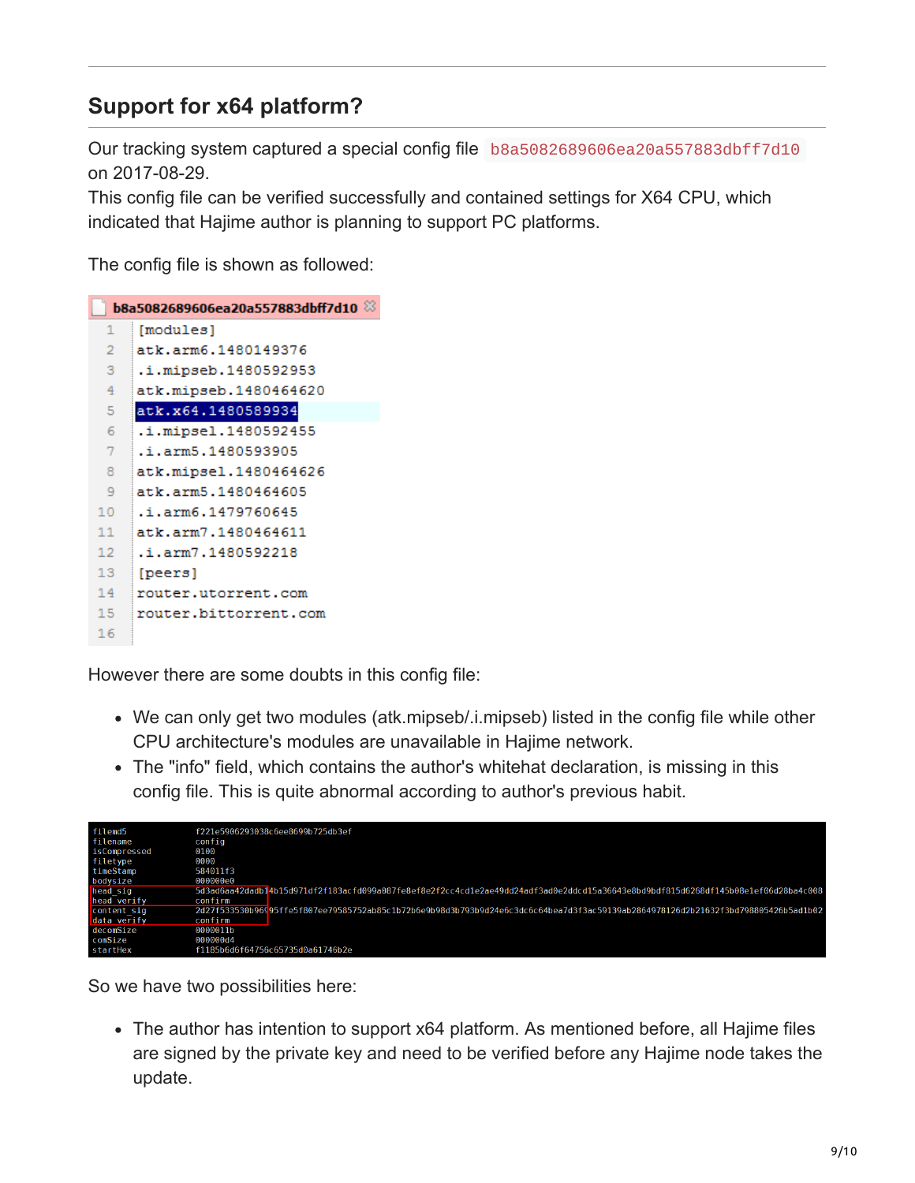## Support for x64 platform?

Our tracking system captured a special config file `b8a5082689606ea20a557883dbff7d10` on 2017-08-29.
This config file can be verified successfully and contained settings for X64 CPU, which indicated that Hajime author is planning to support PC platforms.

The config file is shown as followed:

```
b8a5082689606ea20a557883dbff7d10
1  [modules]
2  atk.arm6.1480149376
3  .i.mipseb.1480592953
4  atk.mipseb.1480464620
5  atk.x64.1480589934
6  .i.mipsel.1480592455
7  .i.arm5.1480593905
8  atk.mipsel.1480464626
9  atk.arm5.1480464605
10 .i.arm6.1479760645
11 atk.arm7.1480464611
12 .i.arm7.1480592218
13 [peers]
14 router.utorrent.com
15 router.bittorrent.com
16
```

However there are some doubts in this config file:

- We can only get two modules (atk.mipseb/.i.mipseb) listed in the config file while other CPU architecture's modules are unavailable in Hajime network.
- The "info" field, which contains the author's whitehat declaration, is missing in this config file. This is quite abnormal according to author's previous habit.

```
filemd5        f221e5906293038c6ee8699b725db3ef
filename       config
isCompressed   0100
filetype       0000
timeStamp      584011f3
bodysize       000000e0
head_sig       5d3ad6aa42dadb14b15d971df2f183acfd099a087fe8ef8e2f2cc4cd1e2ae49dd24adf3ad0e2ddcd15a36643e8bd9bdf815d6268df145b08e1ef06d28ba4c008
head_verify    confirm
content_sig    2d27f533530b96995ffe5f807ee79585752ab85c1b72b6e9b98d3b793b9d24e6c3dc6c64bea7d3f3ac59139ab2864978126d2b21632f3bd798805426b5ad1b02
data_verify    confirm
decomSize      0000011b
comSize        000000d4
startHex       f1185b6d6f64756c65735d0a61746b2e
```

So we have two possibilities here:

- The author has intention to support x64 platform. As mentioned before, all Hajime files are signed by the private key and need to be verified before any Hajime node takes the update.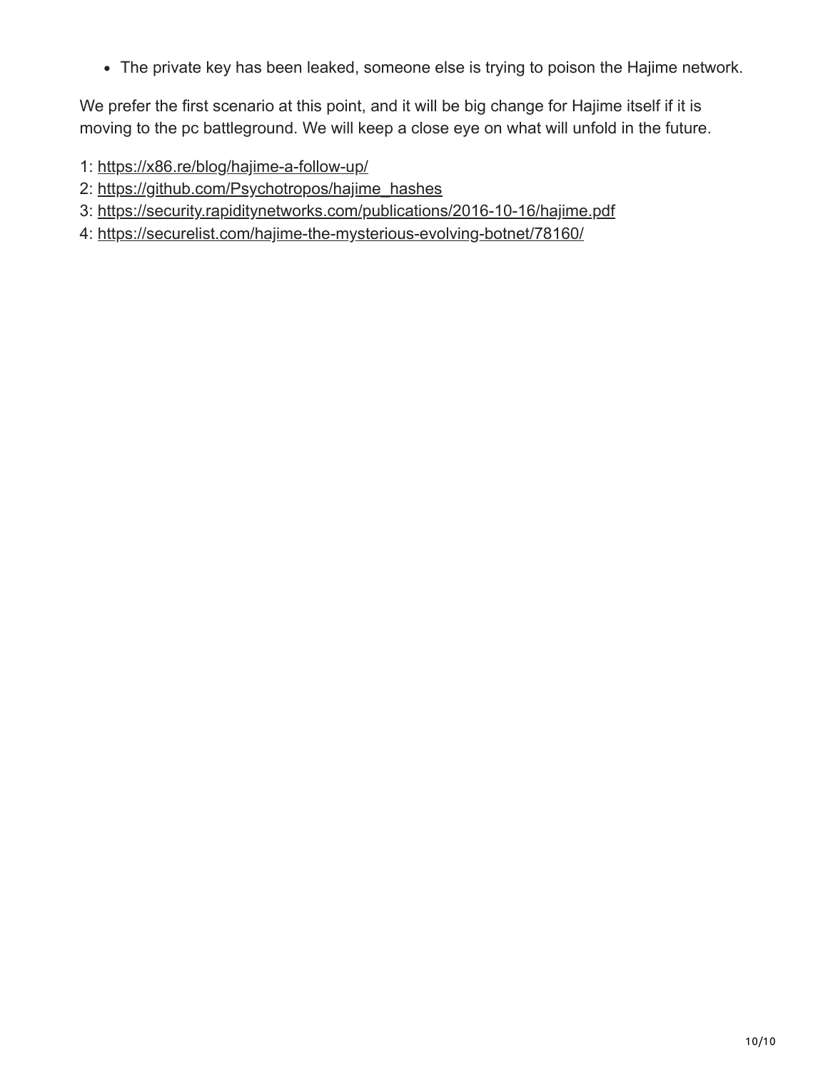- The private key has been leaked, someone else is trying to poison the Hajime network.

We prefer the first scenario at this point, and it will be big change for Hajime itself if it is moving to the pc battleground. We will keep a close eye on what will unfold in the future.

1: https://x86.re/blog/hajime-a-follow-up/
2: https://github.com/Psychotropos/hajime_hashes
3: https://security.rapiditynetworks.com/publications/2016-10-16/hajime.pdf
4: https://securelist.com/hajime-the-mysterious-evolving-botnet/78160/